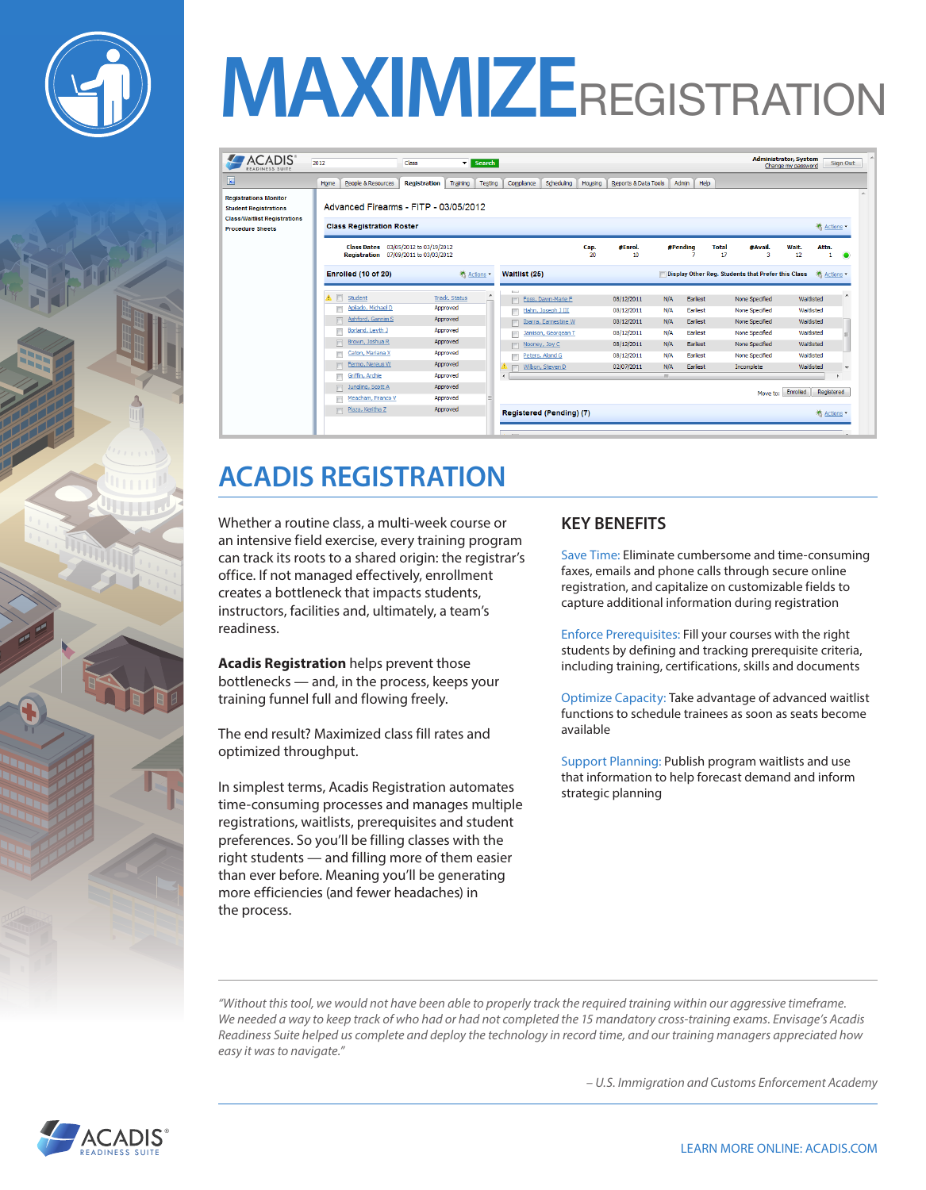# MAXIMIZE REGISTRATION

## ACADIS REGISTRATION

Whether a routine class, a multi-week course or an intensive field exercise, every training program can track its roots to a shared origin: the registrar's office. If not managed effectively, enrollment creates a bottleneck that impacts students, instructors, facilities and, ultimately, a team's readiness.

**Acadis Registration** helps prevent those bottlenecks — and, in the process, keeps your training funnel full and flowing freely.

The end result? Maximized class fill rates and optimized throughput.

In simplest terms, Acadis Registration automates time-consuming processes and manages multiple registrations, waitlists, prerequisites and student preferences. So you'll be filling classes with the right students — and filling more of them easier than ever before. Meaning you'll be generating more efficiencies (and fewer headaches) in the process.

### KEY BENEFITS

Save Time: Eliminate cumbersome and time-consuming faxes, emails and phone calls through secure online registration, and capitalize on customizable fields to capture additional information during registration

Enforce Prerequisites: Fill your courses with the right students by defining and tracking prerequisite criteria, including training, certifications, skills and documents

Optimize Capacity: Take advantage of advanced waitlist functions to schedule trainees as soon as seats become available

Support Planning: Publish program waitlists and use that information to help forecast demand and inform strategic planning

---

*"Without this tool, we would not have been able to properly track the required training within our aggressive timeframe. We needed a way to keep track of who had or had not completed the 15 mandatory cross-training exams. Envisage's Acadis Readiness Suite helped us complete and deploy the technology in record time, and our training managers appreciated how easy it was to navigate."*

*– U.S. Immigration and Customs Enforcement Academy*

---

ACADIS® READINESS SUITE

LEARN MORE ONLINE: ACADIS.COM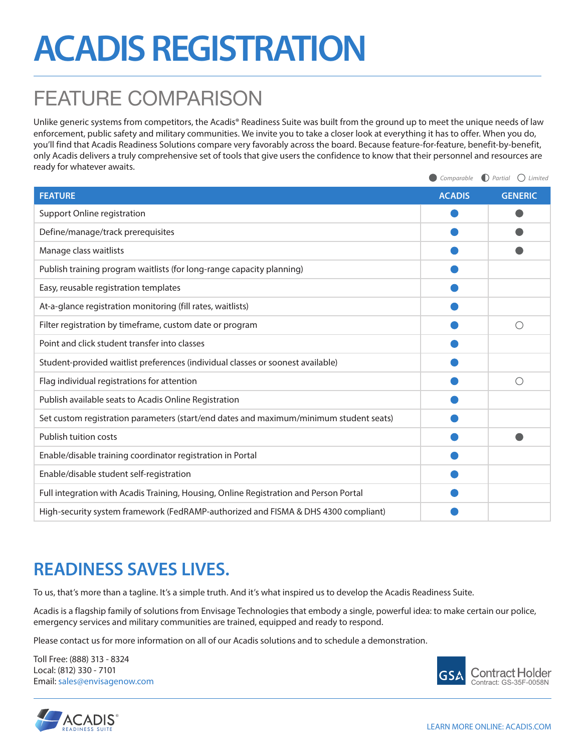# ACADIS REGISTRATION

## FEATURE COMPARISON

Unlike generic systems from competitors, the Acadis® Readiness Suite was built from the ground up to meet the unique needs of law enforcement, public safety and military communities. We invite you to take a closer look at everything it has to offer. When you do, you'll find that Acadis Readiness Solutions compare very favorably across the board. Because feature-for-feature, benefit-by-benefit, only Acadis delivers a truly comprehensive set of tools that give users the confidence to know that their personnel and resources are ready for whatever awaits.

● Comparable ◐ Partial ○ Limited

| FEATURE | ACADIS | GENERIC |
|---|---|---|
| Support Online registration | ● | ● |
| Define/manage/track prerequisites | ● | ● |
| Manage class waitlists | ● | ● |
| Publish training program waitlists (for long-range capacity planning) | ● | |
| Easy, reusable registration templates | ● | |
| At-a-glance registration monitoring (fill rates, waitlists) | ● | |
| Filter registration by timeframe, custom date or program | ● | ○ |
| Point and click student transfer into classes | ● | |
| Student-provided waitlist preferences (individual classes or soonest available) | ● | |
| Flag individual registrations for attention | ● | ○ |
| Publish available seats to Acadis Online Registration | ● | |
| Set custom registration parameters (start/end dates and maximum/minimum student seats) | ● | |
| Publish tuition costs | ● | ● |
| Enable/disable training coordinator registration in Portal | ● | |
| Enable/disable student self-registration | ● | |
| Full integration with Acadis Training, Housing, Online Registration and Person Portal | ● | |
| High-security system framework (FedRAMP-authorized and FISMA & DHS 4300 compliant) | ● | |

## READINESS SAVES LIVES.

To us, that's more than a tagline. It's a simple truth. And it's what inspired us to develop the Acadis Readiness Suite.

Acadis is a flagship family of solutions from Envisage Technologies that embody a single, powerful idea: to make certain our police, emergency services and military communities are trained, equipped and ready to respond.

Please contact us for more information on all of our Acadis solutions and to schedule a demonstration.

Toll Free: (888) 313 - 8324
Local: (812) 330 - 7101
Email: sales@envisagenow.com

GSA Contract Holder
Contract: GS-35F-0058N

ACADIS® READINESS SUITE

LEARN MORE ONLINE: ACADIS.COM